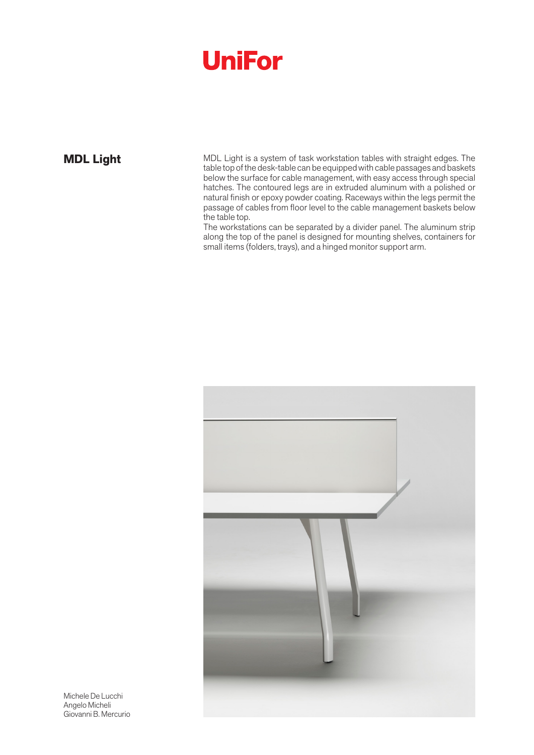UniFor

# MDL Light

MDL Light is a system of task workstation tables with straight edges. The table top of the desk-table can be equipped with cable passages and baskets below the surface for cable management, with easy access through special hatches. The contoured legs are in extruded aluminum with a polished or natural finish or epoxy powder coating. Raceways within the legs permit the passage of cables from floor level to the cable management baskets below the table top.
The workstations can be separated by a divider panel. The aluminum strip along the top of the panel is designed for mounting shelves, containers for small items (folders, trays), and a hinged monitor support arm.

Michele De Lucchi
Angelo Micheli
Giovanni B. Mercurio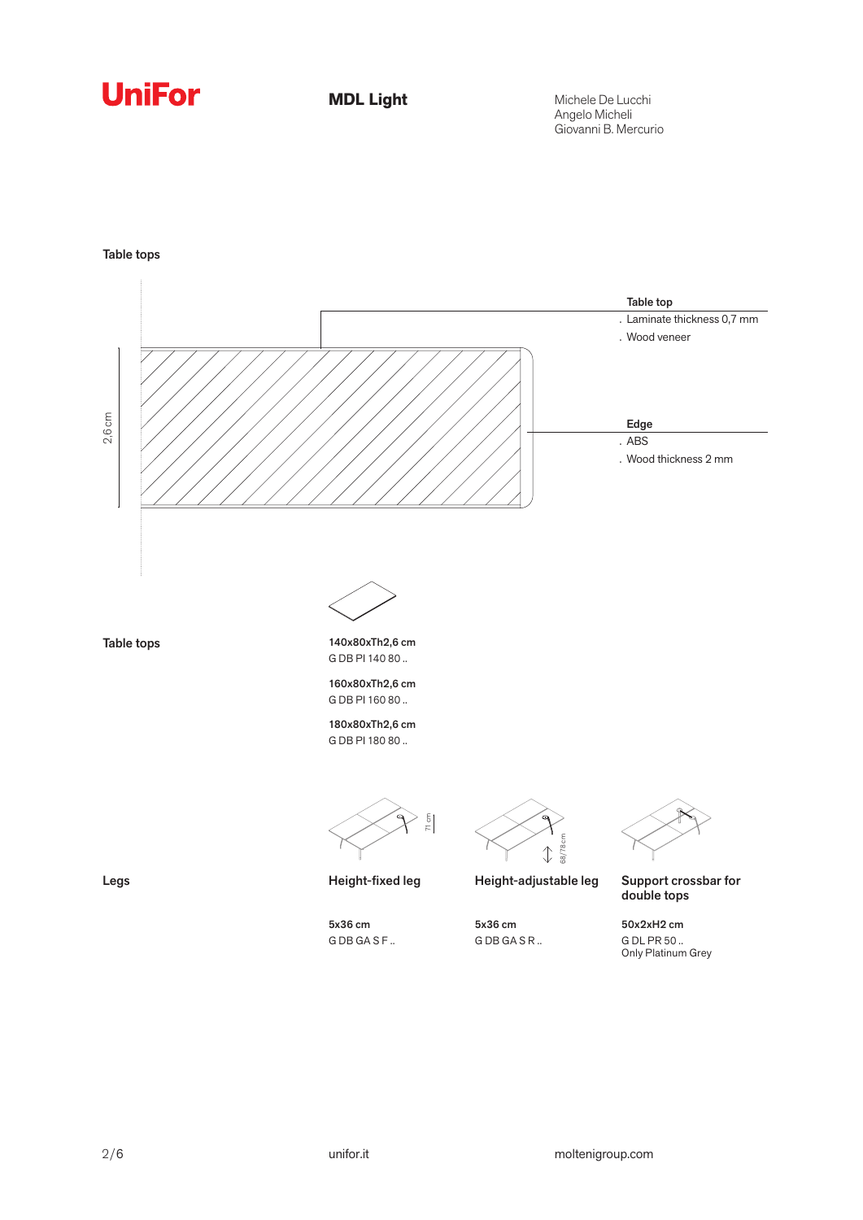UniFor

**MDL Light**

Michele De Lucchi
Angelo Micheli
Giovanni B. Mercurio

## Table tops

2,6 cm

**Table top**
. Laminate thickness 0,7 mm
. Wood veneer

**Edge**
. ABS
. Wood thickness 2 mm

## Table tops

**140x80xTh2,6 cm**
G DB PI 140 80 ..

**160x80xTh2,6 cm**
G DB PI 160 80 ..

**180x80xTh2,6 cm**
G DB PI 180 80 ..

## Legs

71 cm

68/78 cm

| Height-fixed leg | Height-adjustable leg | Support crossbar for double tops |
|---|---|---|
| **5x36 cm** | **5x36 cm** | **50x2xH2 cm** |
| G DB GA S F .. | G DB GA S R .. | G DL PR 50 .. |
| | | Only Platinum Grey |

unifor.it

moltenigroup.com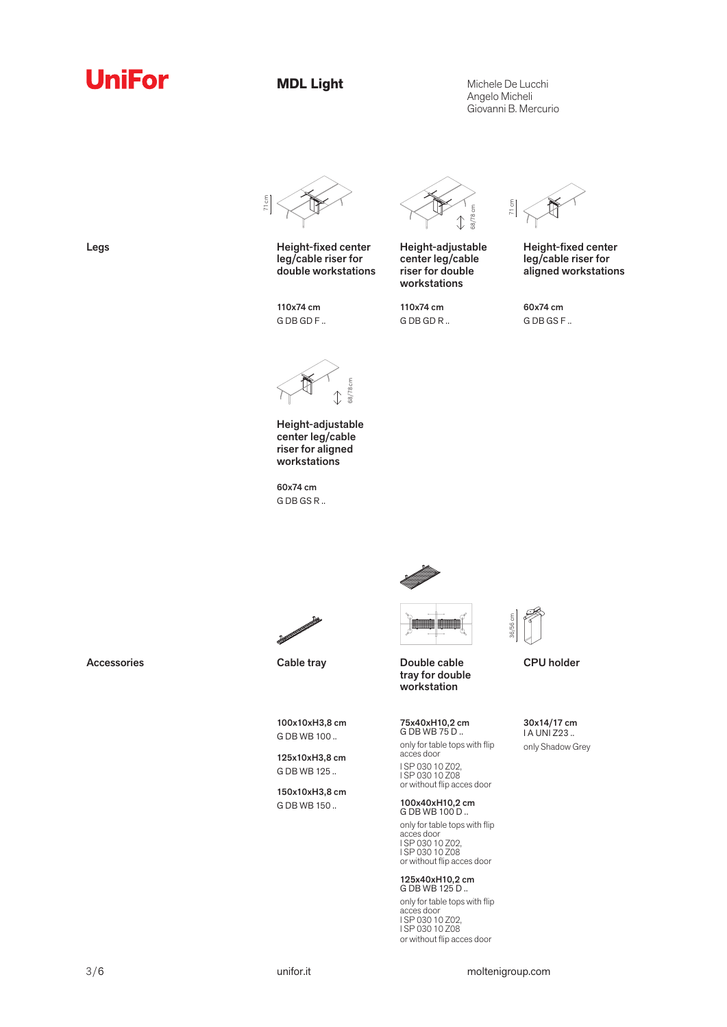# UniFor

## MDL Light

Michele De Lucchi
Angelo Micheli
Giovanni B. Mercurio

### Legs

**Height-fixed center leg/cable riser for double workstations**

**110x74 cm**
G DB GD F ..

**Height-adjustable center leg/cable riser for double workstations**

**110x74 cm**
G DB GD R ..

**Height-fixed center leg/cable riser for aligned workstations**

**60x74 cm**
G DB GS F ..

**Height-adjustable center leg/cable riser for aligned workstations**

**60x74 cm**
G DB GS R ..

### Accessories

**Cable tray**

**100x10xH3,8 cm**
G DB WB 100 ..

**125x10xH3,8 cm**
G DB WB 125 ..

**150x10xH3,8 cm**
G DB WB 150 ..

**Double cable tray for double workstation**

**75x40xH10,2 cm**
G DB WB 75 D ..
only for table tops with flip acces door
I SP 030 10 Z02,
I SP 030 10 Z08
or without flip acces door

**100x40xH10,2 cm**
G DB WB 100 D ..
only for table tops with flip acces door
I SP 030 10 Z02,
I SP 030 10 Z08
or without flip acces door

**125x40xH10,2 cm**
G DB WB 125 D ..
only for table tops with flip acces door
I SP 030 10 Z02,
I SP 030 10 Z08
or without flip acces door

**CPU holder**

**30x14/17 cm**
I A UNI Z23 ..
only Shadow Grey

unifor.it

moltenigroup.com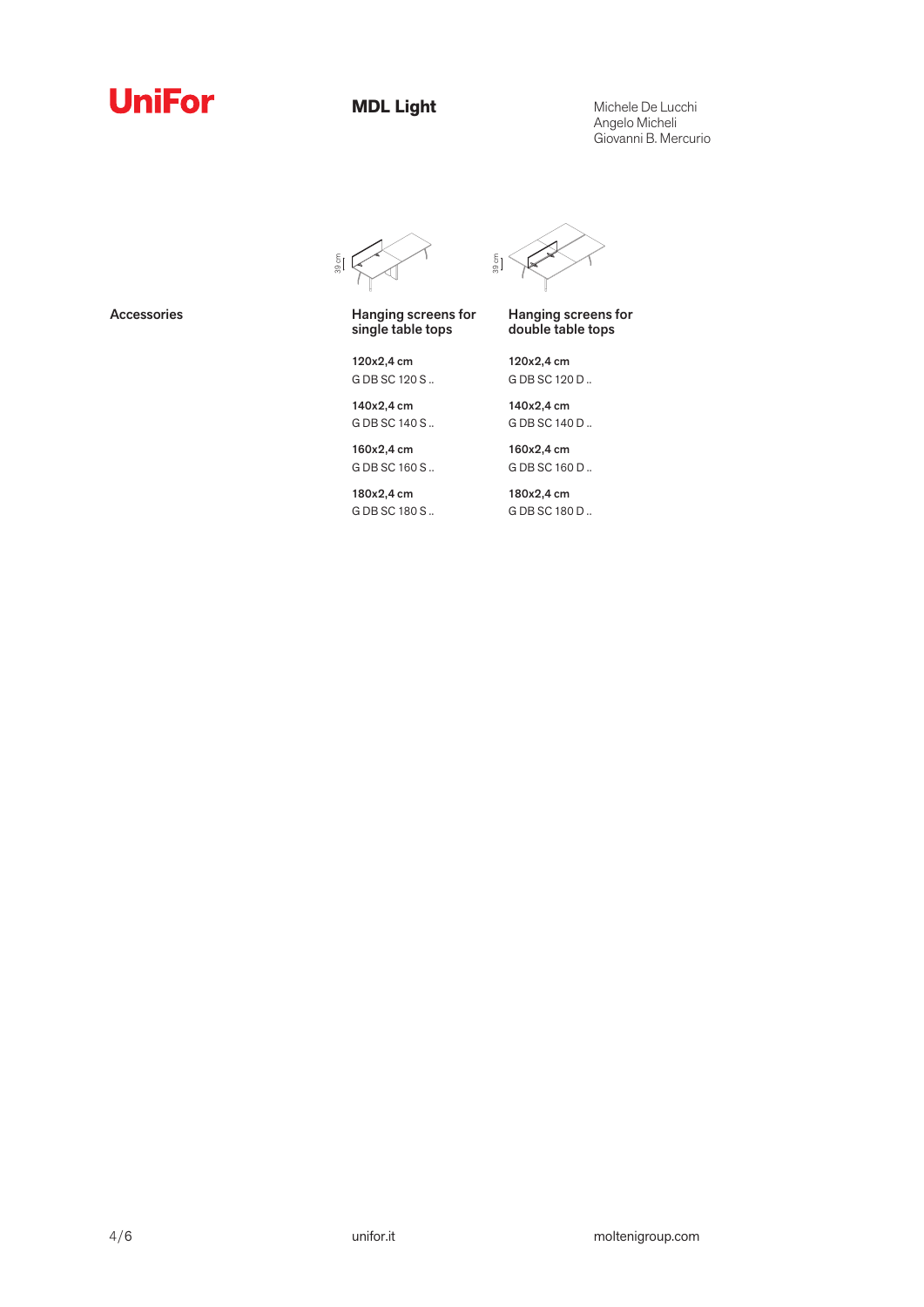UniFor

# MDL Light

Michele De Lucchi
Angelo Micheli
Giovanni B. Mercurio

## Accessories

| Hanging screens for single table tops | Hanging screens for double table tops |
|---|---|
| **120x2,4 cm** | **120x2,4 cm** |
| G DB SC 120 S .. | G DB SC 120 D .. |
| **140x2,4 cm** | **140x2,4 cm** |
| G DB SC 140 S .. | G DB SC 140 D .. |
| **160x2,4 cm** | **160x2,4 cm** |
| G DB SC 160 S .. | G DB SC 160 D .. |
| **180x2,4 cm** | **180x2,4 cm** |
| G DB SC 180 S .. | G DB SC 180 D .. |

39 cm

unifor.it

moltenigroup.com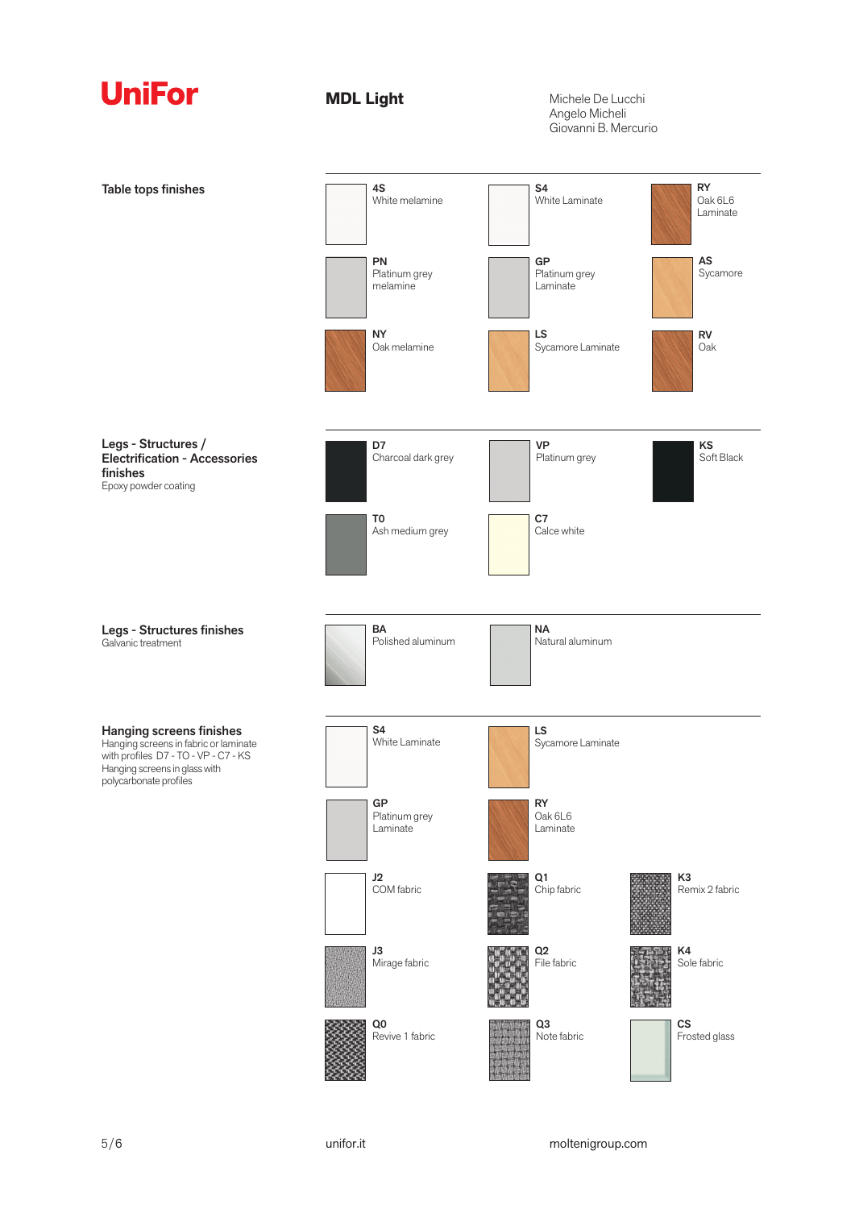**UniFor**

# MDL Light

Michele De Lucchi
Angelo Micheli
Giovanni B. Mercurio

## Table tops finishes

- **4S** White melamine
- **S4** White Laminate
- **RY** Oak 6L6 Laminate
- **PN** Platinum grey melamine
- **GP** Platinum grey Laminate
- **AS** Sycamore
- **NY** Oak melamine
- **LS** Sycamore Laminate
- **RV** Oak

## Legs - Structures / Electrification - Accessories finishes

Epoxy powder coating

- **D7** Charcoal dark grey
- **VP** Platinum grey
- **KS** Soft Black
- **TO** Ash medium grey
- **C7** Calce white

## Legs - Structures finishes

Galvanic treatment

- **BA** Polished aluminum
- **NA** Natural aluminum

## Hanging screens finishes

Hanging screens in fabric or laminate with profiles D7 - TO - VP - C7 - KS
Hanging screens in glass with polycarbonate profiles

- **S4** White Laminate
- **LS** Sycamore Laminate
- **GP** Platinum grey Laminate
- **RY** Oak 6L6 Laminate
- **J2** COM fabric
- **Q1** Chip fabric
- **K3** Remix 2 fabric
- **J3** Mirage fabric
- **Q2** File fabric
- **K4** Sole fabric
- **Q0** Revive 1 fabric
- **Q3** Note fabric
- **CS** Frosted glass

unifor.it

moltenigroup.com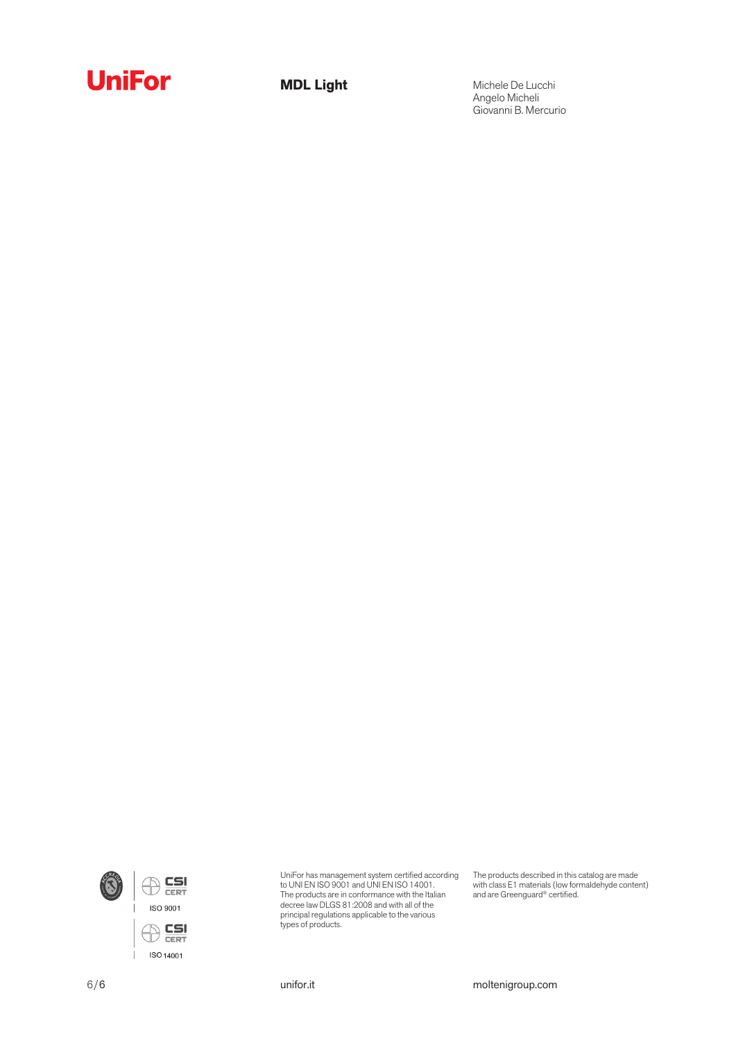**UniFor**

**MDL Light**

Michele De Lucchi
Angelo Micheli
Giovanni B. Mercurio

ISO 9001

ISO 14001

UniFor has management system certified according to UNI EN ISO 9001 and UNI EN ISO 14001. The products are in conformance with the Italian decree law DLGS 81:2008 and with all of the principal regulations applicable to the various types of products.

The products described in this catalog are made with class E1 materials (low formaldehyde content) and are Greenguard® certified.

unifor.it

moltenigroup.com